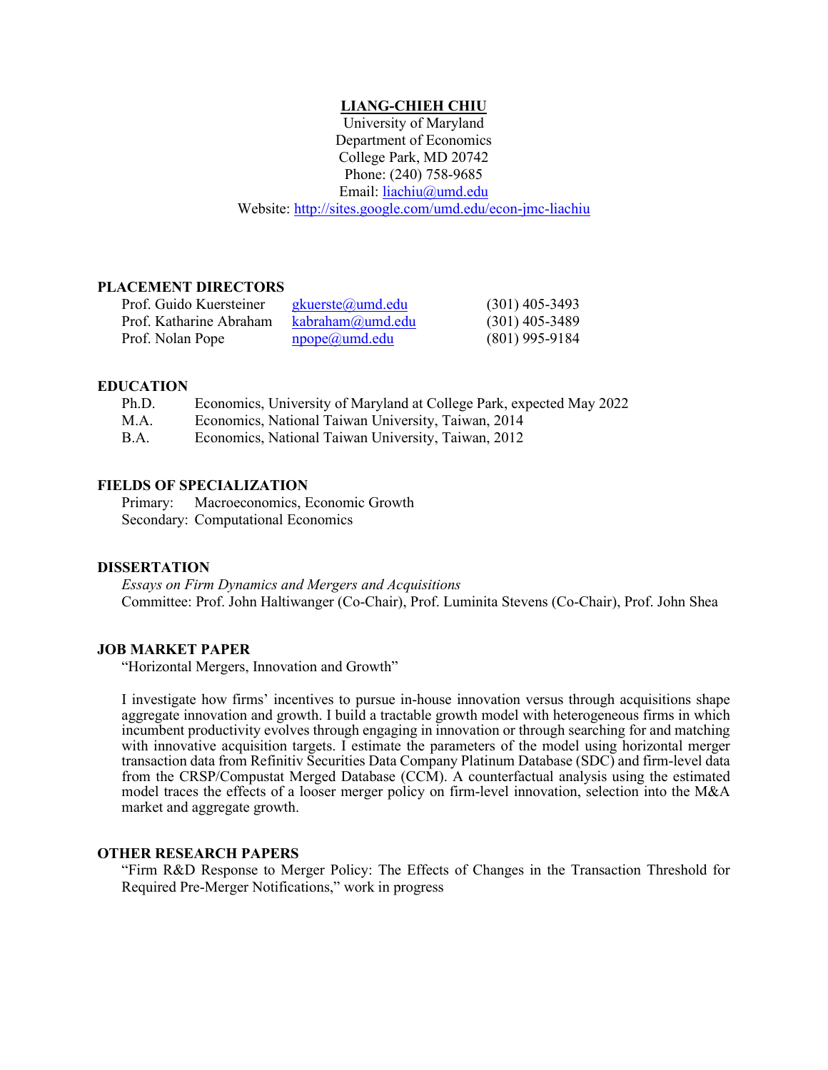# LIANG-CHIEH CHIU

University of Maryland
Department of Economics
College Park, MD 20742
Phone: (240) 758-9685
Email: liachiu@umd.edu
Website: http://sites.google.com/umd.edu/econ-jmc-liachiu

## PLACEMENT DIRECTORS

| | | |
|---|---|---|
| Prof. Guido Kuersteiner | gkuerste@umd.edu | (301) 405-3493 |
| Prof. Katharine Abraham | kabraham@umd.edu | (301) 405-3489 |
| Prof. Nolan Pope | npope@umd.edu | (801) 995-9184 |

## EDUCATION

| | |
|---|---|
| Ph.D. | Economics, University of Maryland at College Park, expected May 2022 |
| M.A. | Economics, National Taiwan University, Taiwan, 2014 |
| B.A. | Economics, National Taiwan University, Taiwan, 2012 |

## FIELDS OF SPECIALIZATION

Primary: Macroeconomics, Economic Growth
Secondary: Computational Economics

## DISSERTATION

*Essays on Firm Dynamics and Mergers and Acquisitions*
Committee: Prof. John Haltiwanger (Co-Chair), Prof. Luminita Stevens (Co-Chair), Prof. John Shea

## JOB MARKET PAPER

"Horizontal Mergers, Innovation and Growth"

I investigate how firms' incentives to pursue in-house innovation versus through acquisitions shape aggregate innovation and growth. I build a tractable growth model with heterogeneous firms in which incumbent productivity evolves through engaging in innovation or through searching for and matching with innovative acquisition targets. I estimate the parameters of the model using horizontal merger transaction data from Refinitiv Securities Data Company Platinum Database (SDC) and firm-level data from the CRSP/Compustat Merged Database (CCM). A counterfactual analysis using the estimated model traces the effects of a looser merger policy on firm-level innovation, selection into the M&A market and aggregate growth.

## OTHER RESEARCH PAPERS

"Firm R&D Response to Merger Policy: The Effects of Changes in the Transaction Threshold for Required Pre-Merger Notifications," work in progress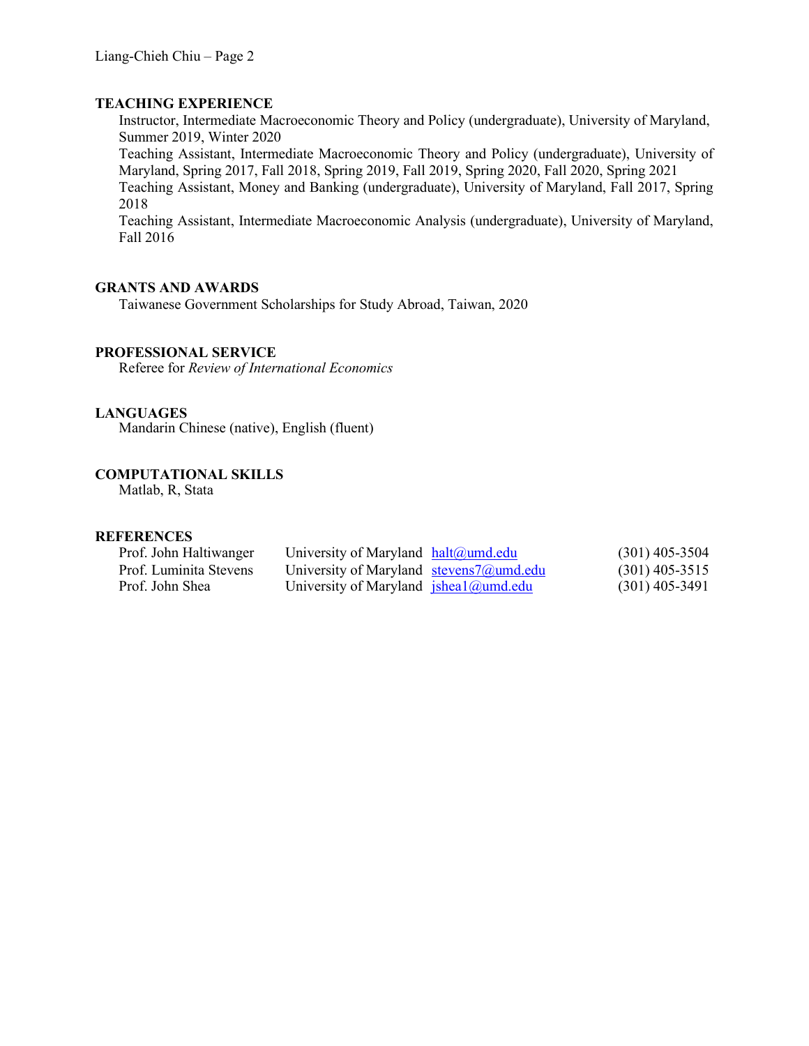## TEACHING EXPERIENCE

Instructor, Intermediate Macroeconomic Theory and Policy (undergraduate), University of Maryland, Summer 2019, Winter 2020

Teaching Assistant, Intermediate Macroeconomic Theory and Policy (undergraduate), University of Maryland, Spring 2017, Fall 2018, Spring 2019, Fall 2019, Spring 2020, Fall 2020, Spring 2021

Teaching Assistant, Money and Banking (undergraduate), University of Maryland, Fall 2017, Spring 2018

Teaching Assistant, Intermediate Macroeconomic Analysis (undergraduate), University of Maryland, Fall 2016

## GRANTS AND AWARDS

Taiwanese Government Scholarships for Study Abroad, Taiwan, 2020

## PROFESSIONAL SERVICE

Referee for *Review of International Economics*

## LANGUAGES

Mandarin Chinese (native), English (fluent)

## COMPUTATIONAL SKILLS

Matlab, R, Stata

## REFERENCES

| | | | |
|---|---|---|---|
| Prof. John Haltiwanger | University of Maryland | halt@umd.edu | (301) 405-3504 |
| Prof. Luminita Stevens | University of Maryland | stevens7@umd.edu | (301) 405-3515 |
| Prof. John Shea | University of Maryland | jshea1@umd.edu | (301) 405-3491 |